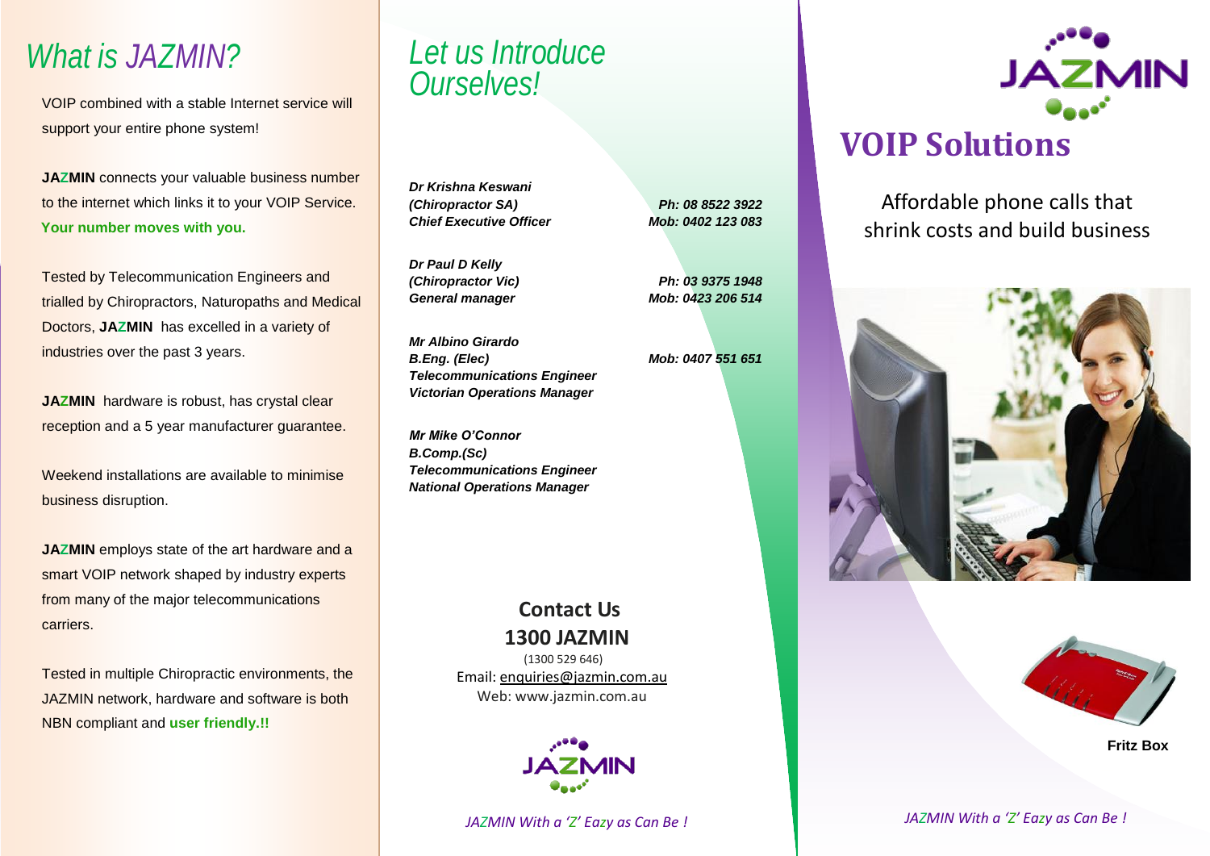# What is JAZMIN?

VOIP combined with a stable Internet service will support your entire phone system!

**JAZMIN** connects your valuable business number to the internet which links it to your VOIP Service. **Your number moves with you.**

Tested by Telecommunication Engineers and trialled by Chiropractors, Naturopaths and Medical Doctors, **JAZMIN** has excelled in a variety of industries over the past 3 years.

**JAZMIN** hardware is robust, has crystal clear reception and a 5 year manufacturer guarantee.

Weekend installations are available to minimise business disruption.

**JAZMIN** employs state of the art hardware and a smart VOIP network shaped by industry experts from many of the major telecommunications carriers.

Tested in multiple Chiropractic environments, the JAZMIN network, hardware and software is both NBN compliant and **user friendly.!!**

# Let us Introduce Ourselves!

***Dr Krishna Keswani***
***(Chiropractor SA)*** — ***Ph: 08 8522 3922***
***Chief Executive Officer*** — ***Mob: 0402 123 083***

***Dr Paul D Kelly***
***(Chiropractor Vic)*** — ***Ph: 03 9375 1948***
***General manager*** — ***Mob: 0423 206 514***

***Mr Albino Girardo***
***B.Eng. (Elec)*** — ***Mob: 0407 551 651***
***Telecommunications Engineer***
***Victorian Operations Manager***

***Mr Mike O'Connor***
***B.Comp.(Sc)***
***Telecommunications Engineer***
***National Operations Manager***

## Contact Us
## 1300 JAZMIN

(1300 529 646)
Email: enquiries@jazmin.com.au
Web: www.jazmin.com.au

JAZMIN

*JAZMIN With a 'Z' Eazy as Can Be !*

JAZMIN

# VOIP Solutions

Affordable phone calls that shrink costs and build business

**Fritz Box**

*JAZMIN With a 'Z' Eazy as Can Be !*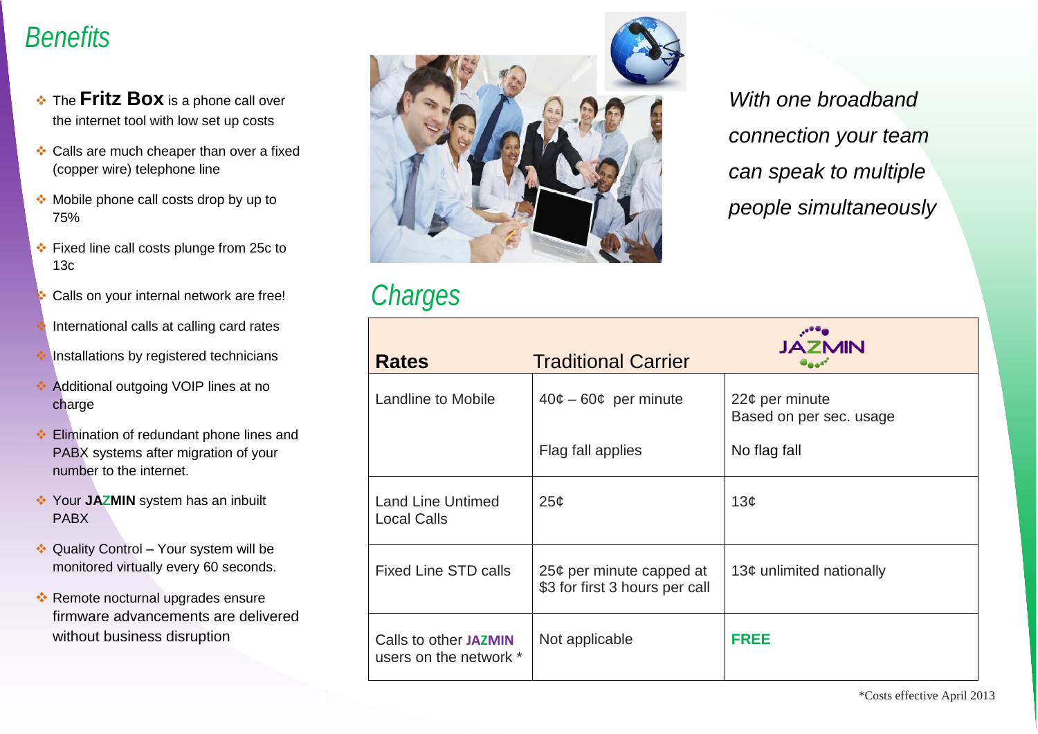## Benefits

- The **Fritz Box** is a phone call over the internet tool with low set up costs
- Calls are much cheaper than over a fixed (copper wire) telephone line
- Mobile phone call costs drop by up to 75%
- Fixed line call costs plunge from 25c to 13c
- Calls on your internal network are free!
- International calls at calling card rates
- Installations by registered technicians
- Additional outgoing VOIP lines at no charge
- Elimination of redundant phone lines and PABX systems after migration of your number to the internet.
- Your **JAZMIN** system has an inbuilt PABX
- Quality Control – Your system will be monitored virtually every 60 seconds.
- Remote nocturnal upgrades ensure firmware advancements are delivered without business disruption

*With one broadband connection your team can speak to multiple people simultaneously*

## Charges

| Rates | Traditional Carrier | JAZMIN |
|---|---|---|
| Landline to Mobile | 40¢ – 60¢ per minute<br><br>Flag fall applies | 22¢ per minute<br>Based on per sec. usage<br><br>No flag fall |
| Land Line Untimed Local Calls | 25¢ | 13¢ |
| Fixed Line STD calls | 25¢ per minute capped at $3 for first 3 hours per call | 13¢ unlimited nationally |
| Calls to other **JAZMIN** users on the network * | Not applicable | **FREE** |

*Costs effective April 2013